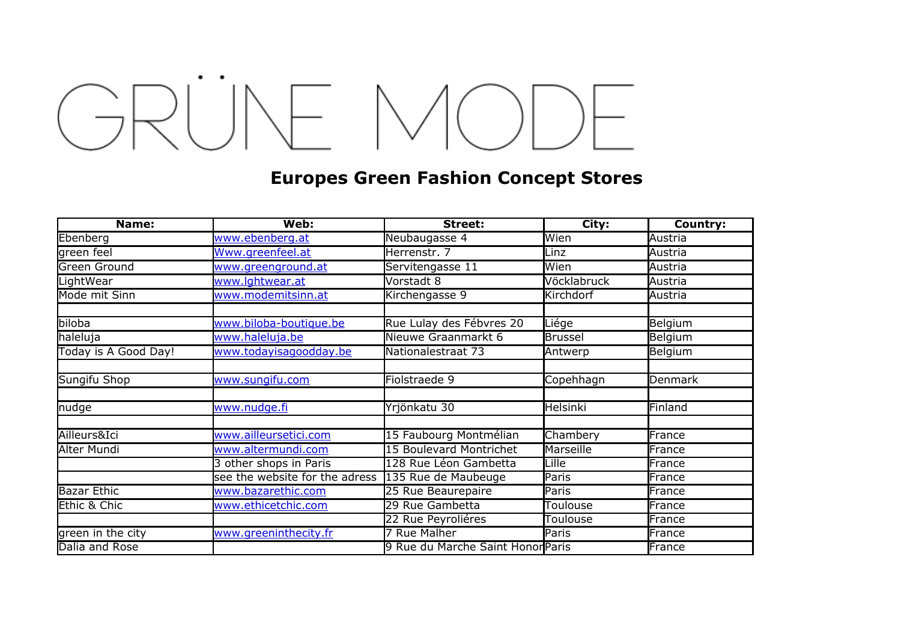# GRÜNE MODE

## Europes Green Fashion Concept Stores

| Name: | Web: | Street: | City: | Country: |
|---|---|---|---|---|
| Ebenberg | www.ebenberg.at | Neubaugasse 4 | Wien | Austria |
| green feel | Www.greenfeel.at | Herrenstr. 7 | Linz | Austria |
| Green Ground | www.greenground.at | Servitengasse 11 | Wien | Austria |
| LightWear | www.lghtwear.at | Vorstadt 8 | Vöcklabruck | Austria |
| Mode mit Sinn | www.modemitsinn.at | Kirchengasse 9 | Kirchdorf | Austria |
| | | | | |
| biloba | www.biloba-boutique.be | Rue Lulay des Fébvres 20 | Liége | Belgium |
| haleluja | www.haleluja.be | Nieuwe Graanmarkt 6 | Brussel | Belgium |
| Today is A Good Day! | www.todayisagoodday.be | Nationalestraat 73 | Antwerp | Belgium |
| | | | | |
| Sungifu Shop | www.sungifu.com | Fiolstraede 9 | Copehhagn | Denmark |
| | | | | |
| nudge | www.nudge.fi | Yrjönkatu 30 | Helsinki | Finland |
| | | | | |
| Ailleurs&Ici | www.ailleursetici.com | 15 Faubourg Montmélian | Chambery | France |
| Alter Mundi | www.altermundi.com | 15 Boulevard Montrichet | Marseille | France |
| | 3 other shops in Paris | 128 Rue Léon Gambetta | Lille | France |
| | see the website for the adress | 135 Rue de Maubeuge | Paris | France |
| Bazar Ethic | www.bazarethic.com | 25 Rue Beaurepaire | Paris | France |
| Ethic & Chic | www.ethicetchic.com | 29 Rue Gambetta | Toulouse | France |
| | | 22 Rue Peyroliéres | Toulouse | France |
| green in the city | www.greeninthecity.fr | 7 Rue Malher | Paris | France |
| Dalia and Rose | | 9 Rue du Marche Saint Honor | Paris | France |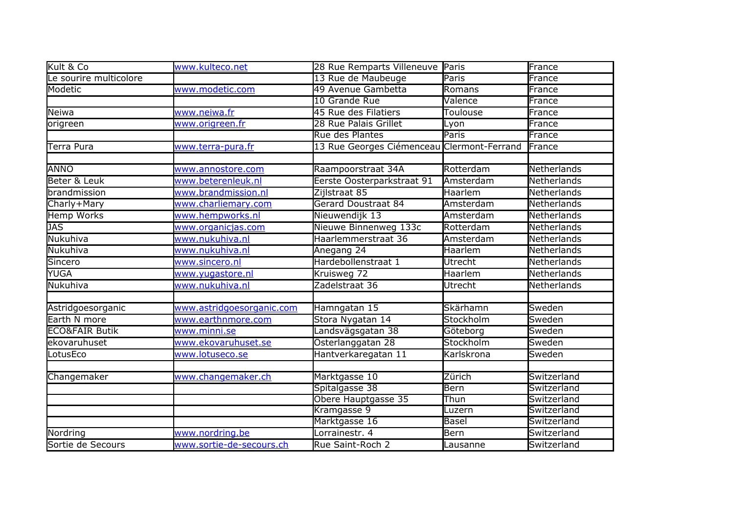| | | | | |
|---|---|---|---|---|
| Kult & Co | www.kulteco.net | 28 Rue Remparts Villeneuve | Paris | France |
| Le sourire multicolore | | 13 Rue de Maubeuge | Paris | France |
| Modetic | www.modetic.com | 49 Avenue Gambetta | Romans | France |
| | | 10 Grande Rue | Valence | France |
| Neiwa | www.neiwa.fr | 45 Rue des Filatiers | Toulouse | France |
| origreen | www.origreen.fr | 28 Rue Palais Grillet | Lyon | France |
| | | Rue des Plantes | Paris | France |
| Terra Pura | www.terra-pura.fr | 13 Rue Georges Ciémenceau | Clermont-Ferrand | France |
| | | | | |
| ANNO | www.annostore.com | Raampoorstraat 34A | Rotterdam | Netherlands |
| Beter & Leuk | www.beterenleuk.nl | Eerste Oosterparkstraat 91 | Amsterdam | Netherlands |
| brandmission | www.brandmission.nl | Zijlstraat 85 | Haarlem | Netherlands |
| Charly+Mary | www.charliemary.com | Gerard Doustraat 84 | Amsterdam | Netherlands |
| Hemp Works | www.hempworks.nl | Nieuwendijk 13 | Amsterdam | Netherlands |
| JAS | www.organicjas.com | Nieuwe Binnenweg 133c | Rotterdam | Netherlands |
| Nukuhiva | www.nukuhiva.nl | Haarlemmerstraat 36 | Amsterdam | Netherlands |
| Nukuhiva | www.nukuhiva.nl | Anegang 24 | Haarlem | Netherlands |
| Sincero | www.sincero.nl | Hardebollenstraat 1 | Utrecht | Netherlands |
| YUGA | www.yugastore.nl | Kruisweg 72 | Haarlem | Netherlands |
| Nukuhiva | www.nukuhiva.nl | Zadelstraat 36 | Utrecht | Netherlands |
| | | | | |
| Astridgoesorganic | www.astridgoesorganic.com | Hamngatan 15 | Skärhamn | Sweden |
| Earth N more | www.earthnmore.com | Stora Nygatan 14 | Stockholm | Sweden |
| ECO&FAIR Butik | www.minni.se | Landsvägsgatan 38 | Göteborg | Sweden |
| ekovaruhuset | www.ekovaruhuset.se | Osterlanggatan 28 | Stockholm | Sweden |
| LotusEco | www.lotuseco.se | Hantverkaregatan 11 | Karlskrona | Sweden |
| | | | | |
| Changemaker | www.changemaker.ch | Marktgasse 10 | Zürich | Switzerland |
| | | Spitalgasse 38 | Bern | Switzerland |
| | | Obere Hauptgasse 35 | Thun | Switzerland |
| | | Kramgasse 9 | Luzern | Switzerland |
| | | Marktgasse 16 | Basel | Switzerland |
| Nordring | www.nordring.be | Lorrainestr. 4 | Bern | Switzerland |
| Sortie de Secours | www.sortie-de-secours.ch | Rue Saint-Roch 2 | Lausanne | Switzerland |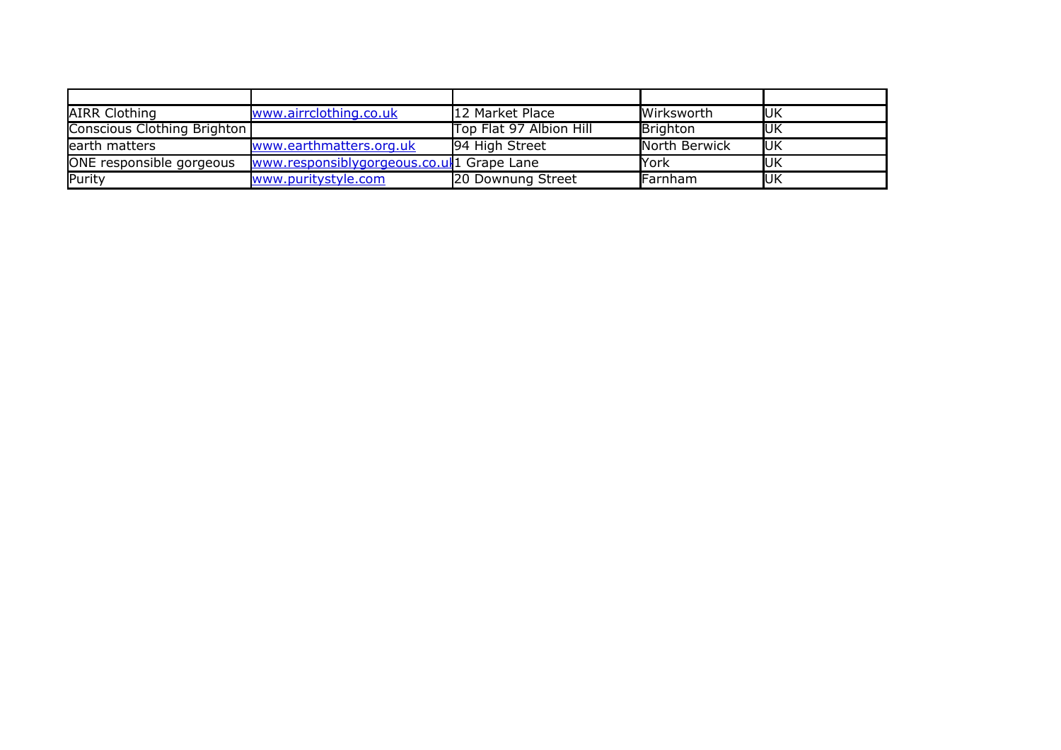| | | | | |
|---|---|---|---|---|
| AIRR Clothing | www.airrclothing.co.uk | 12 Market Place | Wirksworth | UK |
| Conscious Clothing Brighton | | Top Flat 97 Albion Hill | Brighton | UK |
| earth matters | www.earthmatters.org.uk | 94 High Street | North Berwick | UK |
| ONE responsible gorgeous | www.responsiblygorgeous.co.uk | 1 Grape Lane | York | UK |
| Purity | www.puritystyle.com | 20 Downung Street | Farnham | UK |